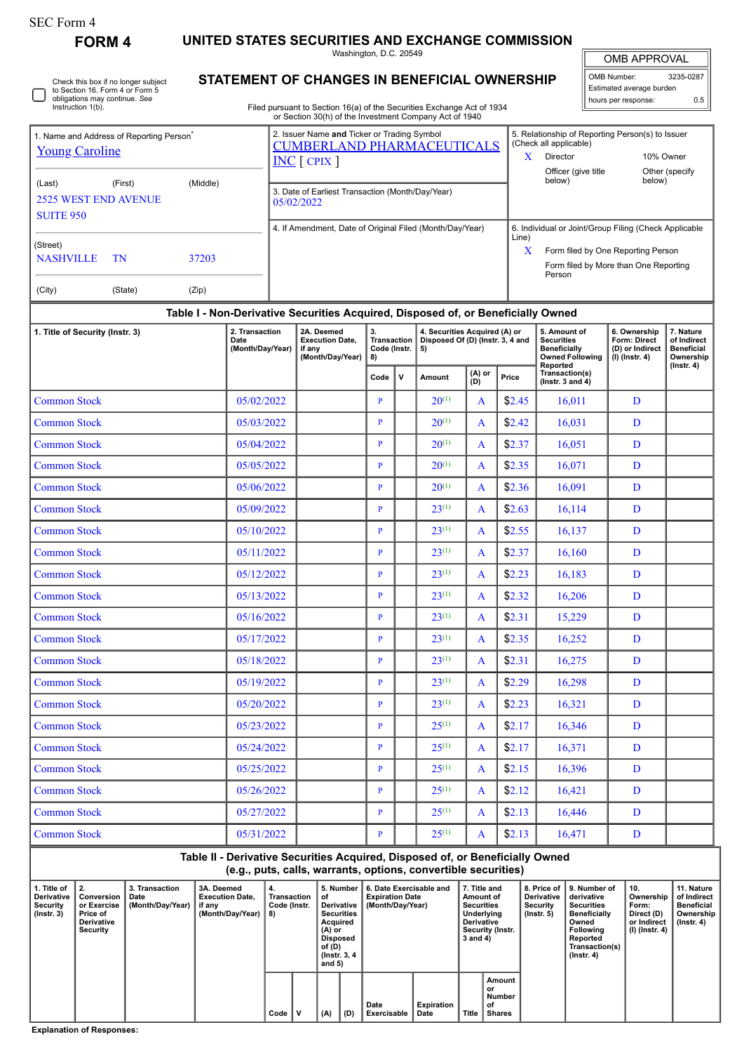SEC Form 4

**FORM 4**

# UNITED STATES SECURITIES AND EXCHANGE COMMISSION

Washington, D.C. 20549

## STATEMENT OF CHANGES IN BENEFICIAL OWNERSHIP

Filed pursuant to Section 16(a) of the Securities Exchange Act of 1934 or Section 30(h) of the Investment Company Act of 1940

| OMB APPROVAL | |
|---|---|
| OMB Number: | 3235-0287 |
| Estimated average burden | |
| hours per response: | 0.5 |

☐ Check this box if no longer subject to Section 16. Form 4 or Form 5 obligations may continue. *See* Instruction 1(b).

1. Name and Address of Reporting Person*
Young Caroline

(Last) (First) (Middle)
2525 WEST END AVENUE
SUITE 950

(Street)
NASHVILLE TN 37203

(City) (State) (Zip)

2. Issuer Name **and** Ticker or Trading Symbol
CUMBERLAND PHARMACEUTICALS INC [ CPIX ]

3. Date of Earliest Transaction (Month/Day/Year)
05/02/2022

4. If Amendment, Date of Original Filed (Month/Day/Year)

5. Relationship of Reporting Person(s) to Issuer (Check all applicable)
X Director
10% Owner
Officer (give title below)
Other (specify below)

6. Individual or Joint/Group Filing (Check Applicable Line)
X Form filed by One Reporting Person
Form filed by More than One Reporting Person

### Table I - Non-Derivative Securities Acquired, Disposed of, or Beneficially Owned

| 1. Title of Security (Instr. 3) | 2. Transaction Date (Month/Day/Year) | 2A. Deemed Execution Date, if any (Month/Day/Year) | 3. Transaction Code (Instr. 8) | | 4. Securities Acquired (A) or Disposed Of (D) (Instr. 3, 4 and 5) | | | 5. Amount of Securities Beneficially Owned Following Reported Transaction(s) (Instr. 3 and 4) | 6. Ownership Form: Direct (D) or Indirect (I) (Instr. 4) | 7. Nature of Indirect Beneficial Ownership (Instr. 4) |
|---|---|---|---|---|---|---|---|---|---|---|
| | | | Code | V | Amount | (A) or (D) | Price | | | |
| Common Stock | 05/02/2022 | | P | | 20[1] | A | $2.45 | 16,011 | D | |
| Common Stock | 05/03/2022 | | P | | 20[1] | A | $2.42 | 16,031 | D | |
| Common Stock | 05/04/2022 | | P | | 20[1] | A | $2.37 | 16,051 | D | |
| Common Stock | 05/05/2022 | | P | | 20[1] | A | $2.35 | 16,071 | D | |
| Common Stock | 05/06/2022 | | P | | 20[1] | A | $2.36 | 16,091 | D | |
| Common Stock | 05/09/2022 | | P | | 23[1] | A | $2.63 | 16,114 | D | |
| Common Stock | 05/10/2022 | | P | | 23[1] | A | $2.55 | 16,137 | D | |
| Common Stock | 05/11/2022 | | P | | 23[1] | A | $2.37 | 16,160 | D | |
| Common Stock | 05/12/2022 | | P | | 23[1] | A | $2.23 | 16,183 | D | |
| Common Stock | 05/13/2022 | | P | | 23[1] | A | $2.32 | 16,206 | D | |
| Common Stock | 05/16/2022 | | P | | 23[1] | A | $2.31 | 15,229 | D | |
| Common Stock | 05/17/2022 | | P | | 23[1] | A | $2.35 | 16,252 | D | |
| Common Stock | 05/18/2022 | | P | | 23[1] | A | $2.31 | 16,275 | D | |
| Common Stock | 05/19/2022 | | P | | 23[1] | A | $2.29 | 16,298 | D | |
| Common Stock | 05/20/2022 | | P | | 23[1] | A | $2.23 | 16,321 | D | |
| Common Stock | 05/23/2022 | | P | | 25[1] | A | $2.17 | 16,346 | D | |
| Common Stock | 05/24/2022 | | P | | 25[1] | A | $2.17 | 16,371 | D | |
| Common Stock | 05/25/2022 | | P | | 25[1] | A | $2.15 | 16,396 | D | |
| Common Stock | 05/26/2022 | | P | | 25[1] | A | $2.12 | 16,421 | D | |
| Common Stock | 05/27/2022 | | P | | 25[1] | A | $2.13 | 16,446 | D | |
| Common Stock | 05/31/2022 | | P | | 25[1] | A | $2.13 | 16,471 | D | |

### Table II - Derivative Securities Acquired, Disposed of, or Beneficially Owned (e.g., puts, calls, warrants, options, convertible securities)

| 1. Title of Derivative Security (Instr. 3) | 2. Conversion or Exercise Price of Derivative Security | 3. Transaction Date (Month/Day/Year) | 3A. Deemed Execution Date, if any (Month/Day/Year) | 4. Transaction Code (Instr. 8) | | 5. Number of Derivative Securities Acquired (A) or Disposed of (D) (Instr. 3, 4 and 5) | | 6. Date Exercisable and Expiration Date (Month/Day/Year) | | 7. Title and Amount of Securities Underlying Derivative Security (Instr. 3 and 4) | | 8. Price of Derivative Security (Instr. 5) | 9. Number of derivative Securities Beneficially Owned Following Reported Transaction(s) (Instr. 4) | 10. Ownership Form: Direct (D) or Indirect (I) (Instr. 4) | 11. Nature of Indirect Beneficial Ownership (Instr. 4) |
|---|---|---|---|---|---|---|---|---|---|---|---|---|---|---|---|
| | | | | Code | V | (A) | (D) | Date Exercisable | Expiration Date | Title | Amount or Number of Shares | | | | |

**Explanation of Responses:**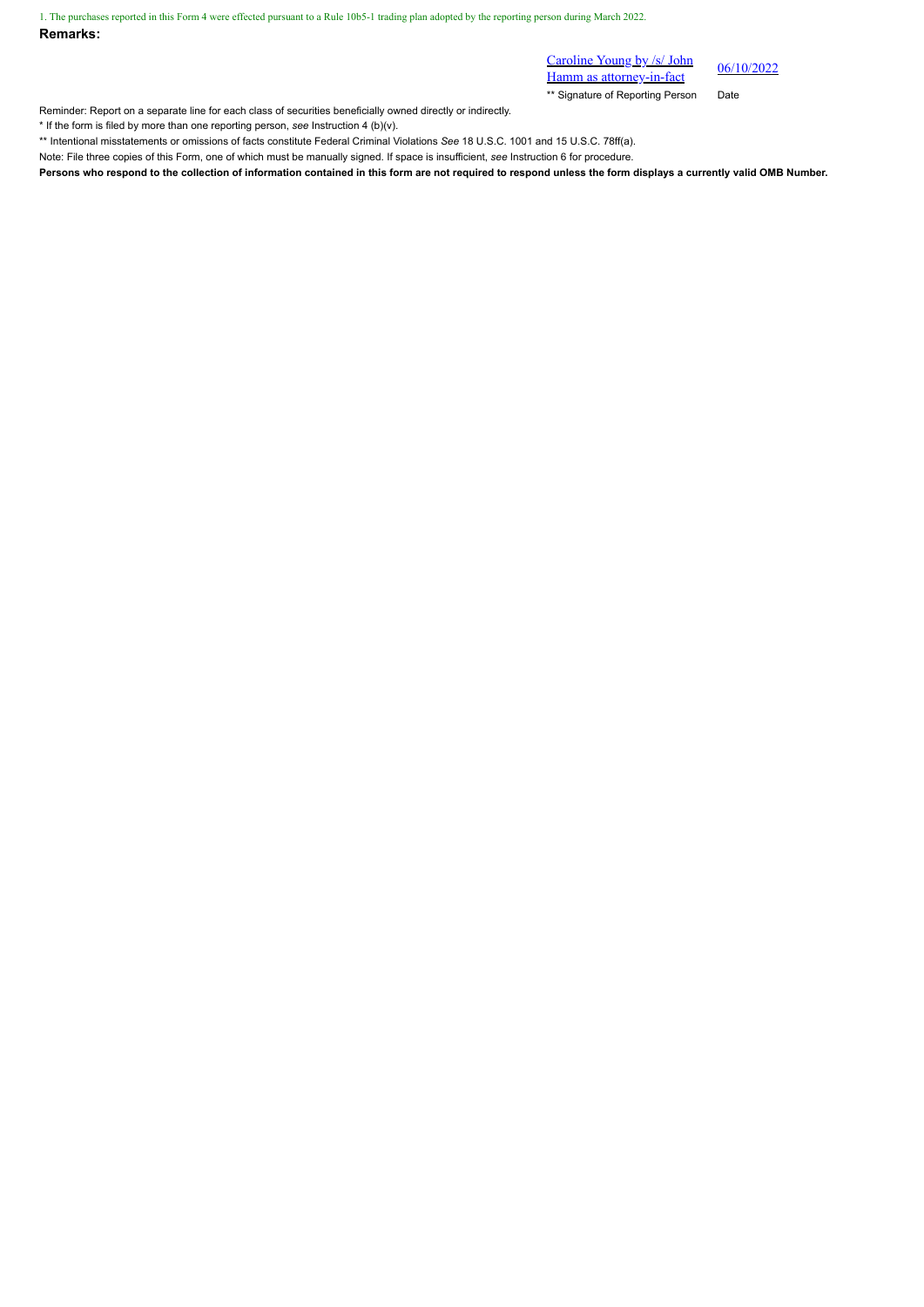1. The purchases reported in this Form 4 were effected pursuant to a Rule 10b5-1 trading plan adopted by the reporting person during March 2022.

**Remarks:**

| | |
|---|---|
| Caroline Young by /s/ John Hamm as attorney-in-fact | 06/10/2022 |
| ** Signature of Reporting Person | Date |

Reminder: Report on a separate line for each class of securities beneficially owned directly or indirectly.

* If the form is filed by more than one reporting person, *see* Instruction 4 (b)(v).

** Intentional misstatements or omissions of facts constitute Federal Criminal Violations *See* 18 U.S.C. 1001 and 15 U.S.C. 78ff(a).

Note: File three copies of this Form, one of which must be manually signed. If space is insufficient, *see* Instruction 6 for procedure.

**Persons who respond to the collection of information contained in this form are not required to respond unless the form displays a currently valid OMB Number.**